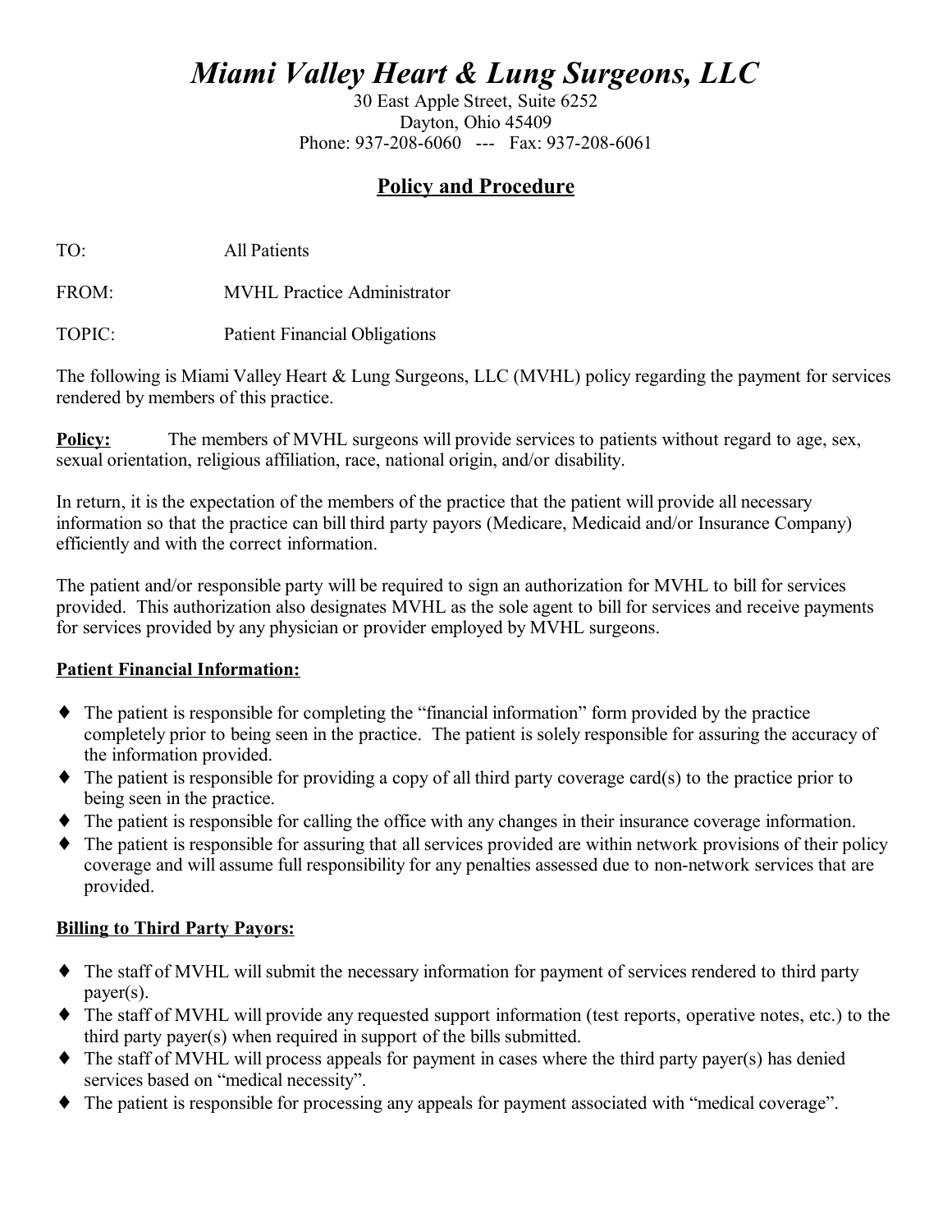# *Miami Valley Heart & Lung Surgeons, LLC*

30 East Apple Street, Suite 6252
Dayton, Ohio 45409
Phone: 937-208-6060 --- Fax: 937-208-6061

## Policy and Procedure

TO: All Patients

FROM: MVHL Practice Administrator

TOPIC: Patient Financial Obligations

The following is Miami Valley Heart & Lung Surgeons, LLC (MVHL) policy regarding the payment for services rendered by members of this practice.

**Policy:** The members of MVHL surgeons will provide services to patients without regard to age, sex, sexual orientation, religious affiliation, race, national origin, and/or disability.

In return, it is the expectation of the members of the practice that the patient will provide all necessary information so that the practice can bill third party payors (Medicare, Medicaid and/or Insurance Company) efficiently and with the correct information.

The patient and/or responsible party will be required to sign an authorization for MVHL to bill for services provided. This authorization also designates MVHL as the sole agent to bill for services and receive payments for services provided by any physician or provider employed by MVHL surgeons.

### Patient Financial Information:

- The patient is responsible for completing the "financial information" form provided by the practice completely prior to being seen in the practice. The patient is solely responsible for assuring the accuracy of the information provided.
- The patient is responsible for providing a copy of all third party coverage card(s) to the practice prior to being seen in the practice.
- The patient is responsible for calling the office with any changes in their insurance coverage information.
- The patient is responsible for assuring that all services provided are within network provisions of their policy coverage and will assume full responsibility for any penalties assessed due to non-network services that are provided.

### Billing to Third Party Payors:

- The staff of MVHL will submit the necessary information for payment of services rendered to third party payer(s).
- The staff of MVHL will provide any requested support information (test reports, operative notes, etc.) to the third party payer(s) when required in support of the bills submitted.
- The staff of MVHL will process appeals for payment in cases where the third party payer(s) has denied services based on "medical necessity".
- The patient is responsible for processing any appeals for payment associated with "medical coverage".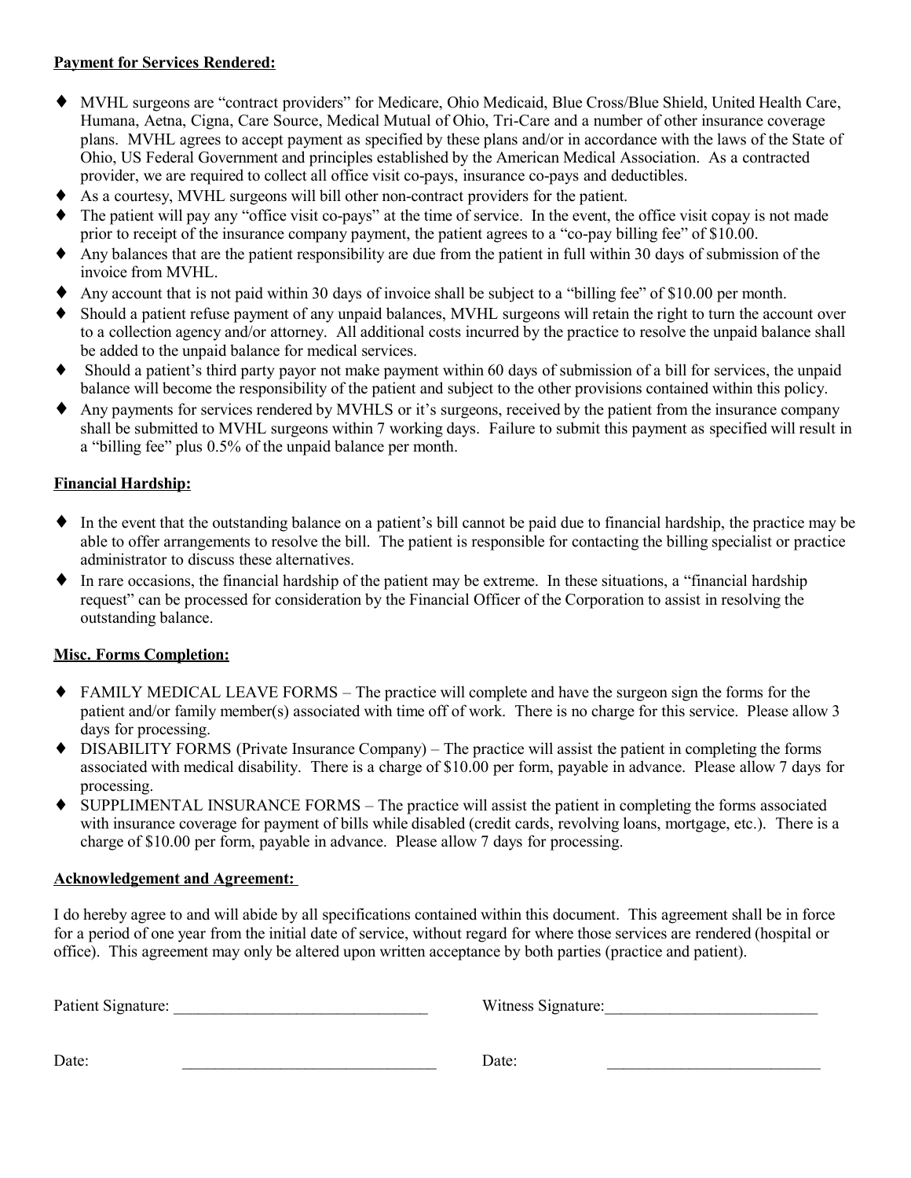**Payment for Services Rendered:**

- MVHL surgeons are "contract providers" for Medicare, Ohio Medicaid, Blue Cross/Blue Shield, United Health Care, Humana, Aetna, Cigna, Care Source, Medical Mutual of Ohio, Tri-Care and a number of other insurance coverage plans. MVHL agrees to accept payment as specified by these plans and/or in accordance with the laws of the State of Ohio, US Federal Government and principles established by the American Medical Association. As a contracted provider, we are required to collect all office visit co-pays, insurance co-pays and deductibles.
- As a courtesy, MVHL surgeons will bill other non-contract providers for the patient.
- The patient will pay any "office visit co-pays" at the time of service. In the event, the office visit copay is not made prior to receipt of the insurance company payment, the patient agrees to a "co-pay billing fee" of $10.00.
- Any balances that are the patient responsibility are due from the patient in full within 30 days of submission of the invoice from MVHL.
- Any account that is not paid within 30 days of invoice shall be subject to a "billing fee" of $10.00 per month.
- Should a patient refuse payment of any unpaid balances, MVHL surgeons will retain the right to turn the account over to a collection agency and/or attorney. All additional costs incurred by the practice to resolve the unpaid balance shall be added to the unpaid balance for medical services.
- Should a patient's third party payor not make payment within 60 days of submission of a bill for services, the unpaid balance will become the responsibility of the patient and subject to the other provisions contained within this policy.
- Any payments for services rendered by MVHLS or it's surgeons, received by the patient from the insurance company shall be submitted to MVHL surgeons within 7 working days. Failure to submit this payment as specified will result in a "billing fee" plus 0.5% of the unpaid balance per month.

**Financial Hardship:**

- In the event that the outstanding balance on a patient's bill cannot be paid due to financial hardship, the practice may be able to offer arrangements to resolve the bill. The patient is responsible for contacting the billing specialist or practice administrator to discuss these alternatives.
- In rare occasions, the financial hardship of the patient may be extreme. In these situations, a "financial hardship request" can be processed for consideration by the Financial Officer of the Corporation to assist in resolving the outstanding balance.

**Misc. Forms Completion:**

- FAMILY MEDICAL LEAVE FORMS – The practice will complete and have the surgeon sign the forms for the patient and/or family member(s) associated with time off of work. There is no charge for this service. Please allow 3 days for processing.
- DISABILITY FORMS (Private Insurance Company) – The practice will assist the patient in completing the forms associated with medical disability. There is a charge of $10.00 per form, payable in advance. Please allow 7 days for processing.
- SUPPLIMENTAL INSURANCE FORMS – The practice will assist the patient in completing the forms associated with insurance coverage for payment of bills while disabled (credit cards, revolving loans, mortgage, etc.). There is a charge of $10.00 per form, payable in advance. Please allow 7 days for processing.

**Acknowledgement and Agreement:**

I do hereby agree to and will abide by all specifications contained within this document. This agreement shall be in force for a period of one year from the initial date of service, without regard for where those services are rendered (hospital or office). This agreement may only be altered upon written acceptance by both parties (practice and patient).

Patient Signature: \_\_\_\_\_\_\_\_\_\_\_\_\_\_\_\_\_\_\_\_\_\_\_\_\_\_\_\_\_\_ Witness Signature: \_\_\_\_\_\_\_\_\_\_\_\_\_\_\_\_\_\_\_\_\_\_\_\_\_\_\_\_\_\_

Date: \_\_\_\_\_\_\_\_\_\_\_\_\_\_\_\_\_\_\_\_\_\_\_\_\_\_\_\_\_\_ Date: \_\_\_\_\_\_\_\_\_\_\_\_\_\_\_\_\_\_\_\_\_\_\_\_\_\_\_\_\_\_